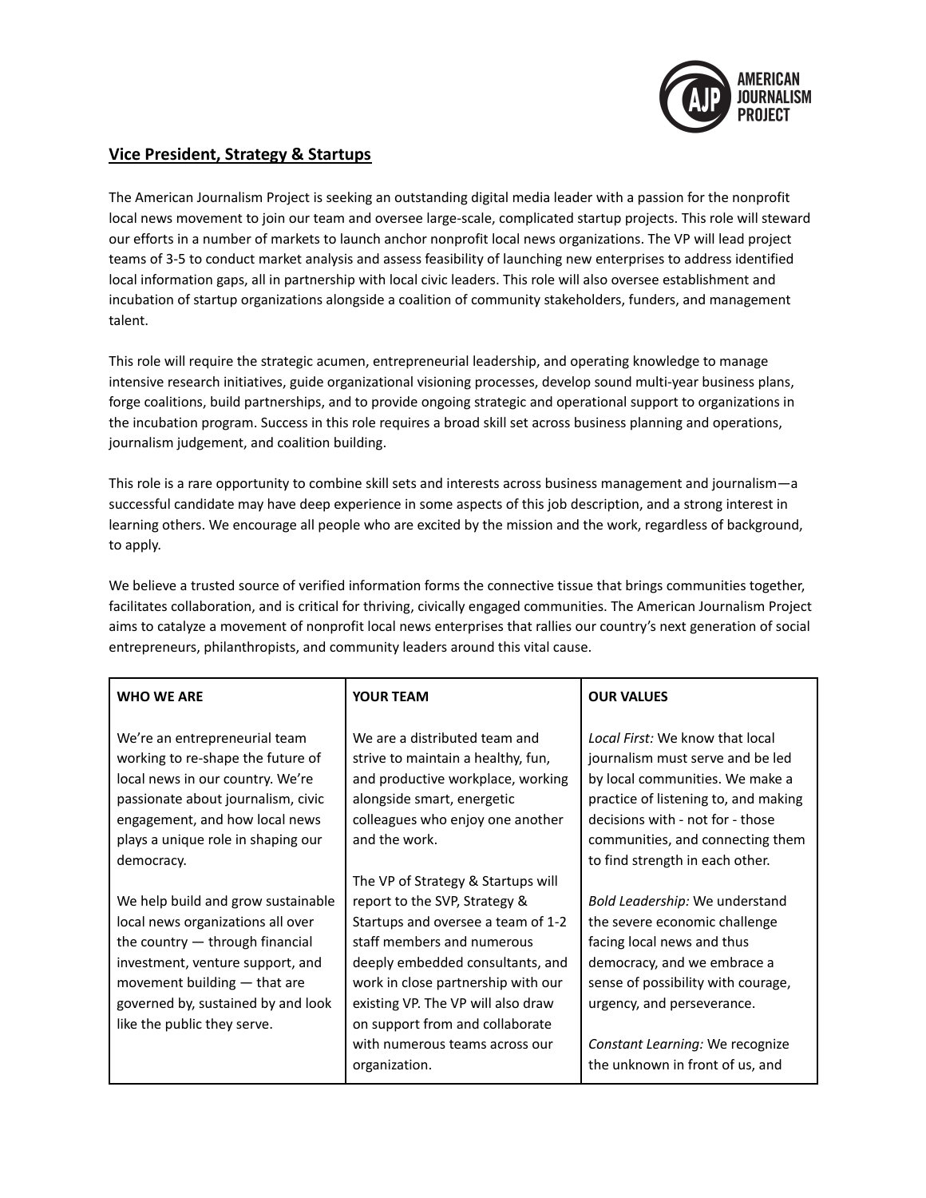## Vice President, Strategy & Startups

The American Journalism Project is seeking an outstanding digital media leader with a passion for the nonprofit local news movement to join our team and oversee large-scale, complicated startup projects. This role will steward our efforts in a number of markets to launch anchor nonprofit local news organizations. The VP will lead project teams of 3-5 to conduct market analysis and assess feasibility of launching new enterprises to address identified local information gaps, all in partnership with local civic leaders. This role will also oversee establishment and incubation of startup organizations alongside a coalition of community stakeholders, funders, and management talent.

This role will require the strategic acumen, entrepreneurial leadership, and operating knowledge to manage intensive research initiatives, guide organizational visioning processes, develop sound multi-year business plans, forge coalitions, build partnerships, and to provide ongoing strategic and operational support to organizations in the incubation program. Success in this role requires a broad skill set across business planning and operations, journalism judgement, and coalition building.

This role is a rare opportunity to combine skill sets and interests across business management and journalism—a successful candidate may have deep experience in some aspects of this job description, and a strong interest in learning others. We encourage all people who are excited by the mission and the work, regardless of background, to apply.

We believe a trusted source of verified information forms the connective tissue that brings communities together, facilitates collaboration, and is critical for thriving, civically engaged communities. The American Journalism Project aims to catalyze a movement of nonprofit local news enterprises that rallies our country's next generation of social entrepreneurs, philanthropists, and community leaders around this vital cause.

| WHO WE ARE | YOUR TEAM | OUR VALUES |
| --- | --- | --- |
| We're an entrepreneurial team working to re-shape the future of local news in our country. We're passionate about journalism, civic engagement, and how local news plays a unique role in shaping our democracy.<br><br>We help build and grow sustainable local news organizations all over the country — through financial investment, venture support, and movement building — that are governed by, sustained by and look like the public they serve. | We are a distributed team and strive to maintain a healthy, fun, and productive workplace, working alongside smart, energetic colleagues who enjoy one another and the work.<br><br>The VP of Strategy & Startups will report to the SVP, Strategy & Startups and oversee a team of 1-2 staff members and numerous deeply embedded consultants, and work in close partnership with our existing VP. The VP will also draw on support from and collaborate with numerous teams across our organization. | *Local First:* We know that local journalism must serve and be led by local communities. We make a practice of listening to, and making decisions with - not for - those communities, and connecting them to find strength in each other.<br><br>*Bold Leadership:* We understand the severe economic challenge facing local news and thus democracy, and we embrace a sense of possibility with courage, urgency, and perseverance.<br><br>*Constant Learning:* We recognize the unknown in front of us, and |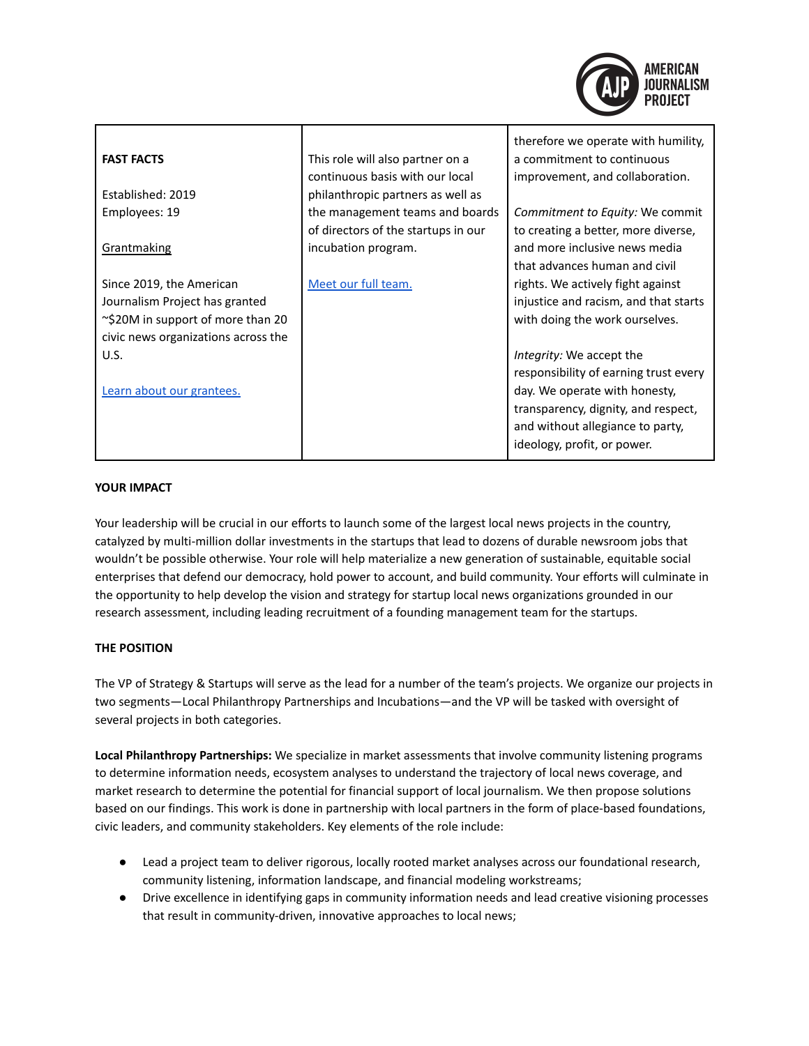| **FAST FACTS**<br><br>Established: 2019<br>Employees: 19<br><br>Grantmaking<br><br>Since 2019, the American Journalism Project has granted ~$20M in support of more than 20 civic news organizations across the U.S.<br><br>[Learn about our grantees.] | This role will also partner on a continuous basis with our local philanthropic partners as well as the management teams and boards of directors of the startups in our incubation program.<br><br>[Meet our full team.] | therefore we operate with humility, a commitment to continuous improvement, and collaboration.<br><br>*Commitment to Equity:* We commit to creating a better, more diverse, and more inclusive news media that advances human and civil rights. We actively fight against injustice and racism, and that starts with doing the work ourselves.<br><br>*Integrity:* We accept the responsibility of earning trust every day. We operate with honesty, transparency, dignity, and respect, and without allegiance to party, ideology, profit, or power. |
|---|---|---|

**YOUR IMPACT**

Your leadership will be crucial in our efforts to launch some of the largest local news projects in the country, catalyzed by multi-million dollar investments in the startups that lead to dozens of durable newsroom jobs that wouldn't be possible otherwise. Your role will help materialize a new generation of sustainable, equitable social enterprises that defend our democracy, hold power to account, and build community. Your efforts will culminate in the opportunity to help develop the vision and strategy for startup local news organizations grounded in our research assessment, including leading recruitment of a founding management team for the startups.

**THE POSITION**

The VP of Strategy & Startups will serve as the lead for a number of the team's projects. We organize our projects in two segments—Local Philanthropy Partnerships and Incubations—and the VP will be tasked with oversight of several projects in both categories.

**Local Philanthropy Partnerships:** We specialize in market assessments that involve community listening programs to determine information needs, ecosystem analyses to understand the trajectory of local news coverage, and market research to determine the potential for financial support of local journalism. We then propose solutions based on our findings. This work is done in partnership with local partners in the form of place-based foundations, civic leaders, and community stakeholders. Key elements of the role include:

- Lead a project team to deliver rigorous, locally rooted market analyses across our foundational research, community listening, information landscape, and financial modeling workstreams;
- Drive excellence in identifying gaps in community information needs and lead creative visioning processes that result in community-driven, innovative approaches to local news;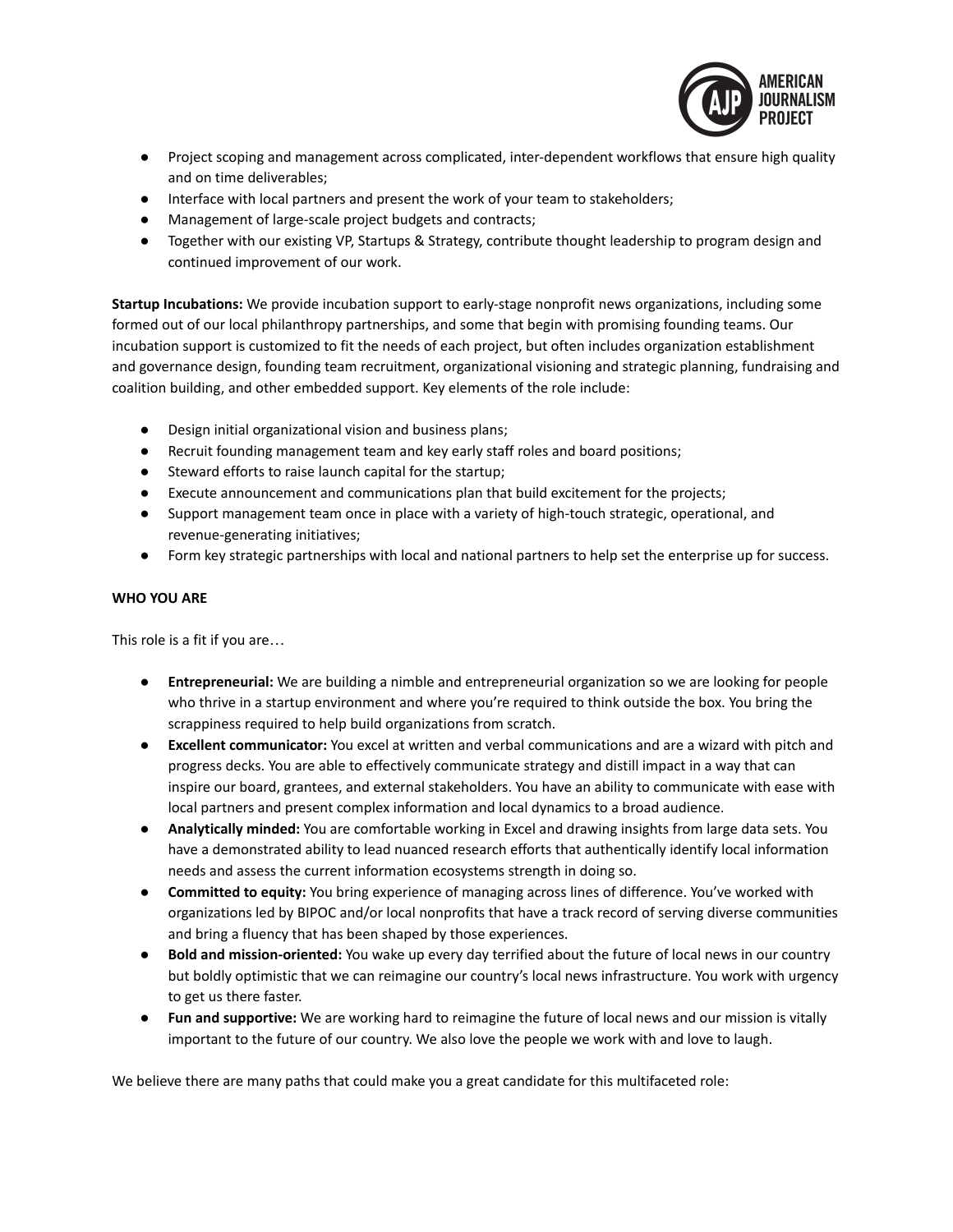- Project scoping and management across complicated, inter-dependent workflows that ensure high quality and on time deliverables;
- Interface with local partners and present the work of your team to stakeholders;
- Management of large-scale project budgets and contracts;
- Together with our existing VP, Startups & Strategy, contribute thought leadership to program design and continued improvement of our work.

**Startup Incubations:** We provide incubation support to early-stage nonprofit news organizations, including some formed out of our local philanthropy partnerships, and some that begin with promising founding teams. Our incubation support is customized to fit the needs of each project, but often includes organization establishment and governance design, founding team recruitment, organizational visioning and strategic planning, fundraising and coalition building, and other embedded support. Key elements of the role include:

- Design initial organizational vision and business plans;
- Recruit founding management team and key early staff roles and board positions;
- Steward efforts to raise launch capital for the startup;
- Execute announcement and communications plan that build excitement for the projects;
- Support management team once in place with a variety of high-touch strategic, operational, and revenue-generating initiatives;
- Form key strategic partnerships with local and national partners to help set the enterprise up for success.

**WHO YOU ARE**

This role is a fit if you are…

- **Entrepreneurial:** We are building a nimble and entrepreneurial organization so we are looking for people who thrive in a startup environment and where you're required to think outside the box. You bring the scrappiness required to help build organizations from scratch.
- **Excellent communicator:** You excel at written and verbal communications and are a wizard with pitch and progress decks. You are able to effectively communicate strategy and distill impact in a way that can inspire our board, grantees, and external stakeholders. You have an ability to communicate with ease with local partners and present complex information and local dynamics to a broad audience.
- **Analytically minded:** You are comfortable working in Excel and drawing insights from large data sets. You have a demonstrated ability to lead nuanced research efforts that authentically identify local information needs and assess the current information ecosystems strength in doing so.
- **Committed to equity:** You bring experience of managing across lines of difference. You've worked with organizations led by BIPOC and/or local nonprofits that have a track record of serving diverse communities and bring a fluency that has been shaped by those experiences.
- **Bold and mission-oriented:** You wake up every day terrified about the future of local news in our country but boldly optimistic that we can reimagine our country's local news infrastructure. You work with urgency to get us there faster.
- **Fun and supportive:** We are working hard to reimagine the future of local news and our mission is vitally important to the future of our country. We also love the people we work with and love to laugh.

We believe there are many paths that could make you a great candidate for this multifaceted role: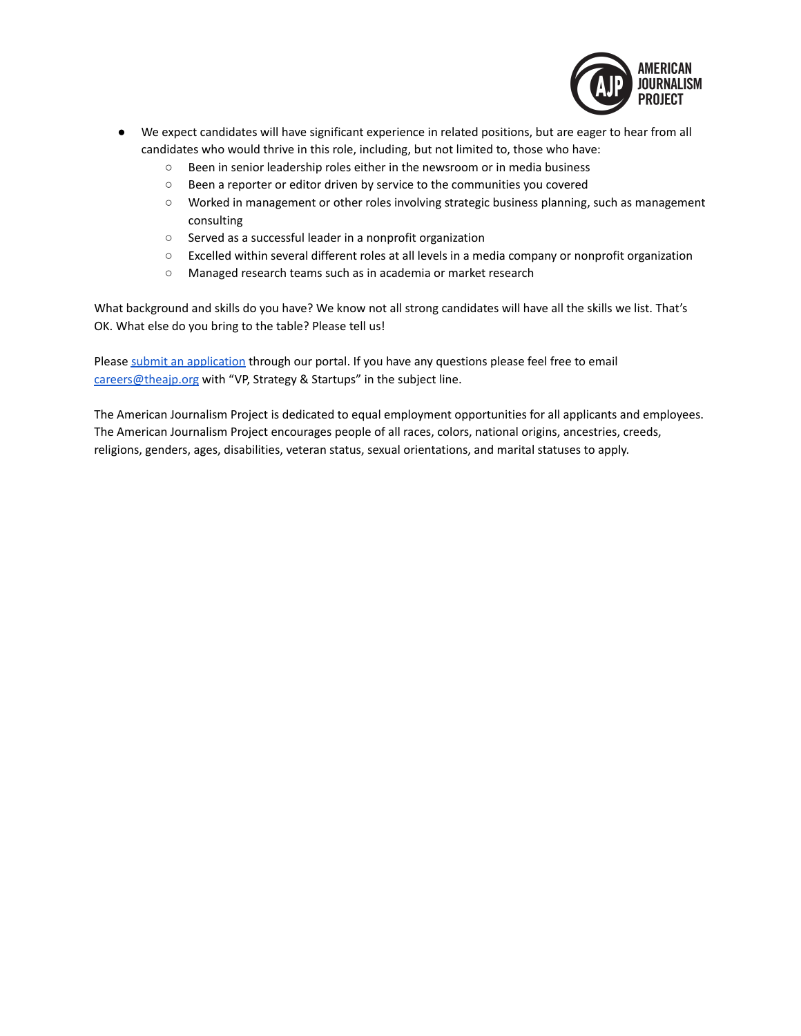- We expect candidates will have significant experience in related positions, but are eager to hear from all candidates who would thrive in this role, including, but not limited to, those who have:
  - Been in senior leadership roles either in the newsroom or in media business
  - Been a reporter or editor driven by service to the communities you covered
  - Worked in management or other roles involving strategic business planning, such as management consulting
  - Served as a successful leader in a nonprofit organization
  - Excelled within several different roles at all levels in a media company or nonprofit organization
  - Managed research teams such as in academia or market research

What background and skills do you have? We know not all strong candidates will have all the skills we list. That's OK. What else do you bring to the table? Please tell us!

Please submit an application through our portal. If you have any questions please feel free to email careers@theajp.org with "VP, Strategy & Startups" in the subject line.

The American Journalism Project is dedicated to equal employment opportunities for all applicants and employees. The American Journalism Project encourages people of all races, colors, national origins, ancestries, creeds, religions, genders, ages, disabilities, veteran status, sexual orientations, and marital statuses to apply.